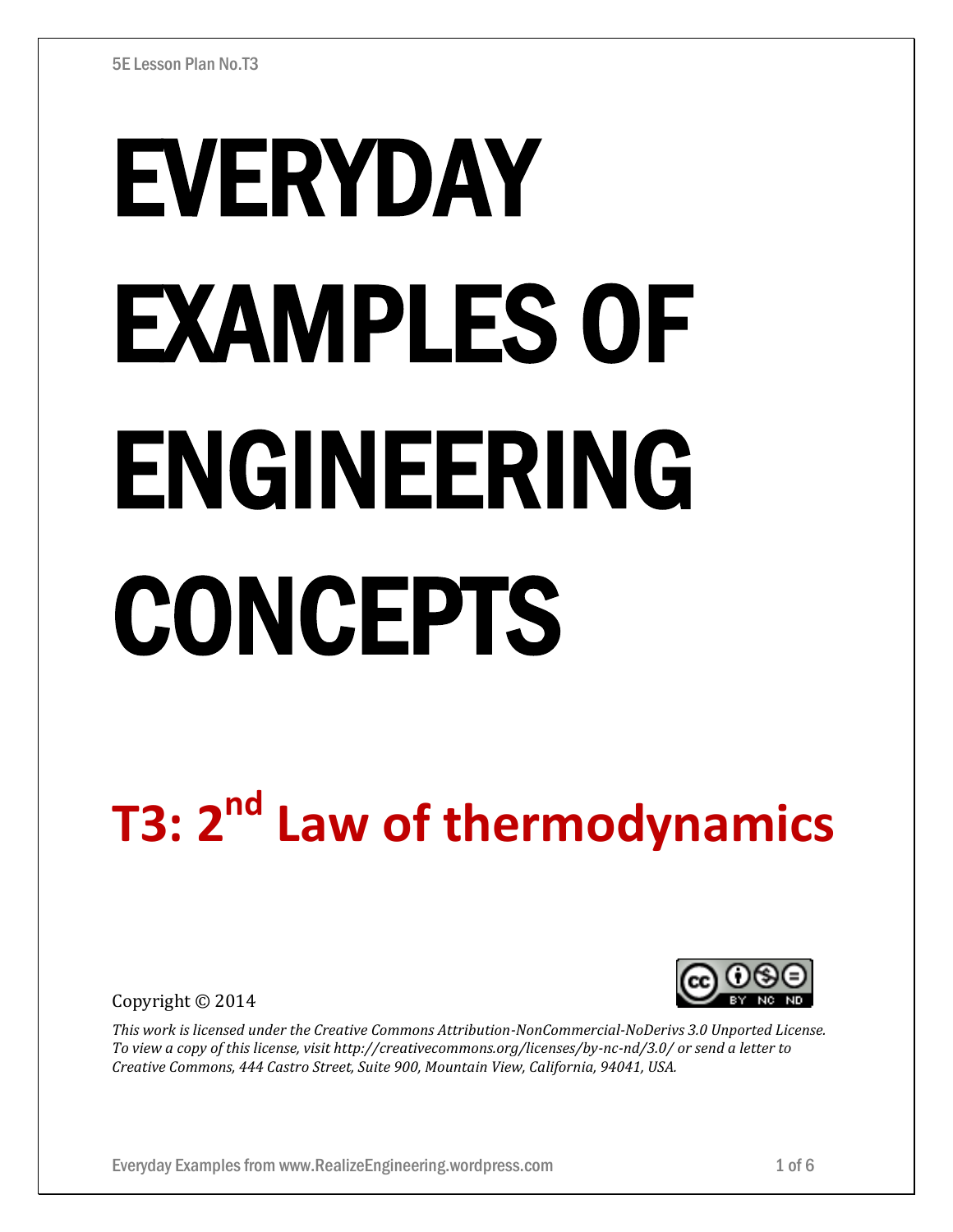# EVERYDAY EXAMPLES OF ENGINEERING CONCEPTS

## T3: 2nd Law of thermodynamics

Copyright © 2014

*This work is licensed under the Creative Commons Attribution-NonCommercial-NoDerivs 3.0 Unported License. To view a copy of this license, visit http://creativecommons.org/licenses/by-nc-nd/3.0/ or send a letter to Creative Commons, 444 Castro Street, Suite 900, Mountain View, California, 94041, USA.*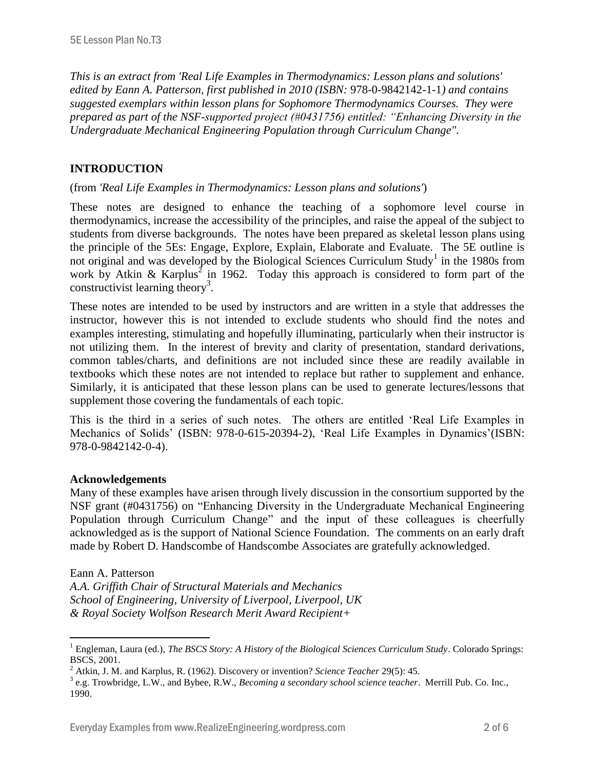*This is an extract from 'Real Life Examples in Thermodynamics: Lesson plans and solutions' edited by Eann A. Patterson, first published in 2010 (ISBN:* 978-0-9842142-1-1*) and contains suggested exemplars within lesson plans for Sophomore Thermodynamics Courses. They were prepared as part of the NSF-supported project (#0431756) entitled: "Enhancing Diversity in the Undergraduate Mechanical Engineering Population through Curriculum Change".*

## INTRODUCTION

(from *'Real Life Examples in Thermodynamics: Lesson plans and solutions'*)

These notes are designed to enhance the teaching of a sophomore level course in thermodynamics, increase the accessibility of the principles, and raise the appeal of the subject to students from diverse backgrounds. The notes have been prepared as skeletal lesson plans using the principle of the 5Es: Engage, Explore, Explain, Elaborate and Evaluate. The 5E outline is not original and was developed by the Biological Sciences Curriculum Study[1] in the 1980s from work by Atkin & Karplus[2] in 1962. Today this approach is considered to form part of the constructivist learning theory[3].

These notes are intended to be used by instructors and are written in a style that addresses the instructor, however this is not intended to exclude students who should find the notes and examples interesting, stimulating and hopefully illuminating, particularly when their instructor is not utilizing them. In the interest of brevity and clarity of presentation, standard derivations, common tables/charts, and definitions are not included since these are readily available in textbooks which these notes are not intended to replace but rather to supplement and enhance. Similarly, it is anticipated that these lesson plans can be used to generate lectures/lessons that supplement those covering the fundamentals of each topic.

This is the third in a series of such notes. The others are entitled 'Real Life Examples in Mechanics of Solids' (ISBN: 978-0-615-20394-2), 'Real Life Examples in Dynamics'(ISBN: 978-0-9842142-0-4).

**Acknowledgements**

Many of these examples have arisen through lively discussion in the consortium supported by the NSF grant (#0431756) on "Enhancing Diversity in the Undergraduate Mechanical Engineering Population through Curriculum Change" and the input of these colleagues is cheerfully acknowledged as is the support of National Science Foundation. The comments on an early draft made by Robert D. Handscombe of Handscombe Associates are gratefully acknowledged.

Eann A. Patterson
*A.A. Griffith Chair of Structural Materials and Mechanics*
*School of Engineering, University of Liverpool, Liverpool, UK*
*& Royal Society Wolfson Research Merit Award Recipient+*

---

[1] Engleman, Laura (ed.), *The BSCS Story: A History of the Biological Sciences Curriculum Study*. Colorado Springs: BSCS, 2001.

[2] Atkin, J. M. and Karplus, R. (1962). Discovery or invention? *Science Teacher* 29(5): 45.

[3] e.g. Trowbridge, L.W., and Bybee, R.W., *Becoming a secondary school science teacher*. Merrill Pub. Co. Inc., 1990.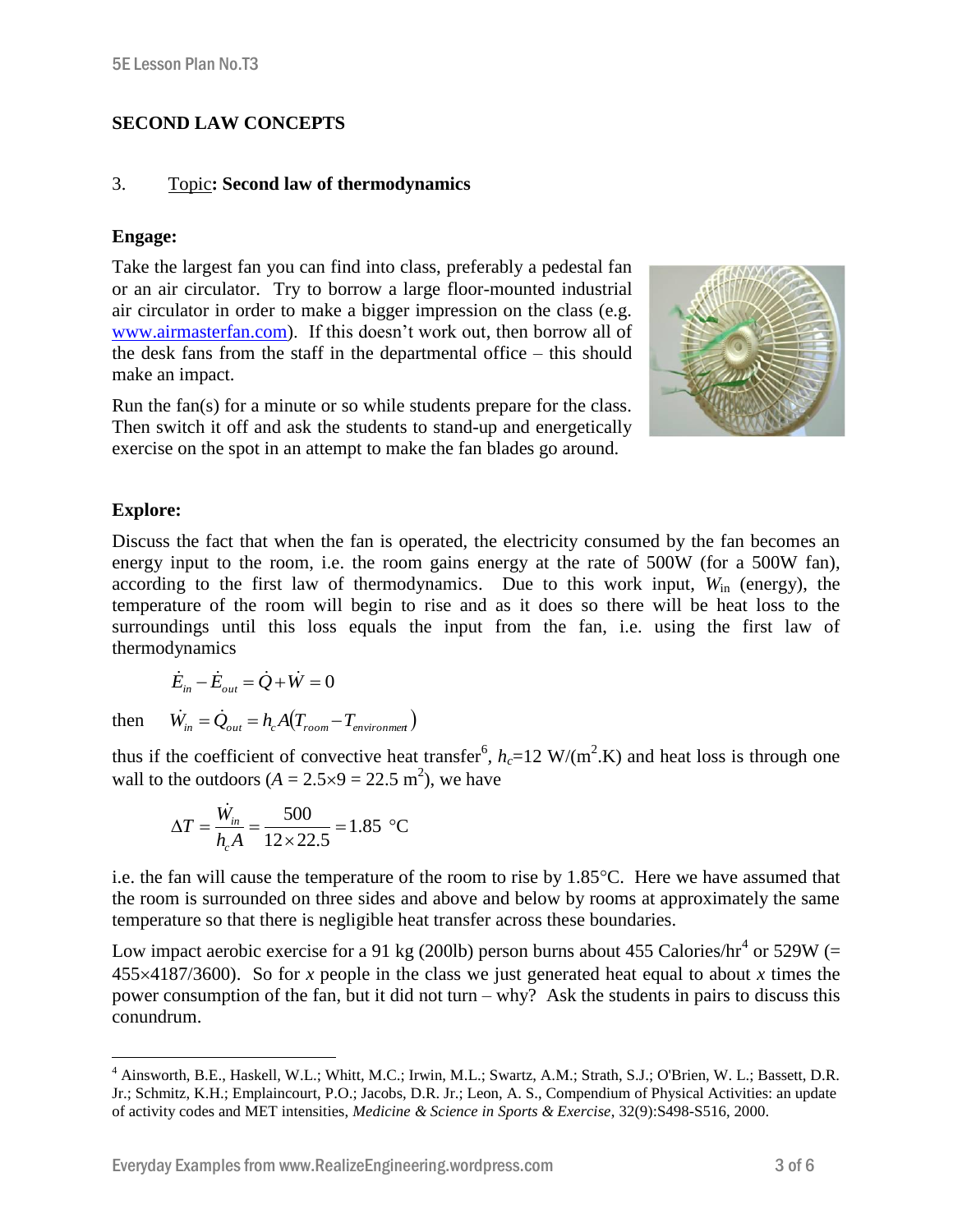## SECOND LAW CONCEPTS

3. Topic: **Second law of thermodynamics**

**Engage:**

Take the largest fan you can find into class, preferably a pedestal fan or an air circulator. Try to borrow a large floor-mounted industrial air circulator in order to make a bigger impression on the class (e.g. www.airmasterfan.com). If this doesn't work out, then borrow all of the desk fans from the staff in the departmental office – this should make an impact.

Run the fan(s) for a minute or so while students prepare for the class. Then switch it off and ask the students to stand-up and energetically exercise on the spot in an attempt to make the fan blades go around.

**Explore:**

Discuss the fact that when the fan is operated, the electricity consumed by the fan becomes an energy input to the room, i.e. the room gains energy at the rate of 500W (for a 500W fan), according to the first law of thermodynamics. Due to this work input, $W_{in}$ (energy), the temperature of the room will begin to rise and as it does so there will be heat loss to the surroundings until this loss equals the input from the fan, i.e. using the first law of thermodynamics

$$\dot{E}_{in} - \dot{E}_{out} = \dot{Q} + \dot{W} = 0$$

then $$\dot{W}_{in} = \dot{Q}_{out} = h_c A\left(T_{room} - T_{environment}\right)$$

thus if the coefficient of convective heat transfer[6], $h_c$=12 W/(m$^2$.K) and heat loss is through one wall to the outdoors ($A = 2.5 \times 9 = 22.5$ m$^2$), we have

$$\Delta T = \frac{\dot{W}_{in}}{h_c A} = \frac{500}{12 \times 22.5} = 1.85 \text{ °C}$$

i.e. the fan will cause the temperature of the room to rise by 1.85°C. Here we have assumed that the room is surrounded on three sides and above and below by rooms at approximately the same temperature so that there is negligible heat transfer across these boundaries.

Low impact aerobic exercise for a 91 kg (200lb) person burns about 455 Calories/hr[4] or 529W (= 455×4187/3600). So for $x$ people in the class we just generated heat equal to about $x$ times the power consumption of the fan, but it did not turn – why? Ask the students in pairs to discuss this conundrum.

---

[4] Ainsworth, B.E., Haskell, W.L.; Whitt, M.C.; Irwin, M.L.; Swartz, A.M.; Strath, S.J.; O'Brien, W. L.; Bassett, D.R. Jr.; Schmitz, K.H.; Emplaincourt, P.O.; Jacobs, D.R. Jr.; Leon, A. S., Compendium of Physical Activities: an update of activity codes and MET intensities, *Medicine & Science in Sports & Exercise*, 32(9):S498-S516, 2000.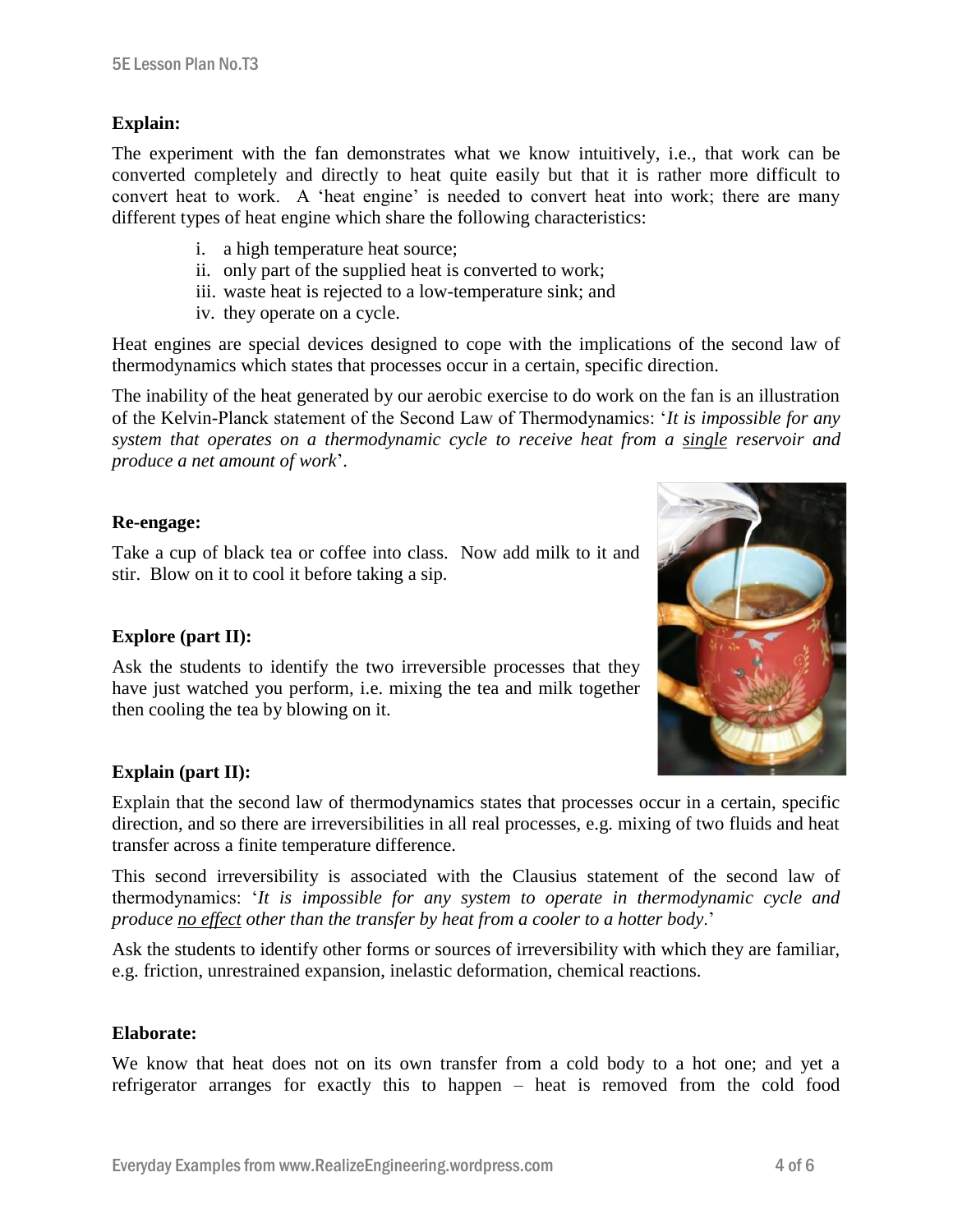**Explain:**

The experiment with the fan demonstrates what we know intuitively, i.e., that work can be converted completely and directly to heat quite easily but that it is rather more difficult to convert heat to work. A 'heat engine' is needed to convert heat into work; there are many different types of heat engine which share the following characteristics:

i. a high temperature heat source;
ii. only part of the supplied heat is converted to work;
iii. waste heat is rejected to a low-temperature sink; and
iv. they operate on a cycle.

Heat engines are special devices designed to cope with the implications of the second law of thermodynamics which states that processes occur in a certain, specific direction.

The inability of the heat generated by our aerobic exercise to do work on the fan is an illustration of the Kelvin-Planck statement of the Second Law of Thermodynamics: '*It is impossible for any system that operates on a thermodynamic cycle to receive heat from a* <u>*single*</u> *reservoir and produce a net amount of work*'.

**Re-engage:**

Take a cup of black tea or coffee into class. Now add milk to it and stir. Blow on it to cool it before taking a sip.

**Explore (part II):**

Ask the students to identify the two irreversible processes that they have just watched you perform, i.e. mixing the tea and milk together then cooling the tea by blowing on it.

**Explain (part II):**

Explain that the second law of thermodynamics states that processes occur in a certain, specific direction, and so there are irreversibilities in all real processes, e.g. mixing of two fluids and heat transfer across a finite temperature difference.

This second irreversibility is associated with the Clausius statement of the second law of thermodynamics: '*It is impossible for any system to operate in thermodynamic cycle and produce* <u>*no effect*</u> *other than the transfer by heat from a cooler to a hotter body*.'

Ask the students to identify other forms or sources of irreversibility with which they are familiar, e.g. friction, unrestrained expansion, inelastic deformation, chemical reactions.

**Elaborate:**

We know that heat does not on its own transfer from a cold body to a hot one; and yet a refrigerator arranges for exactly this to happen – heat is removed from the cold food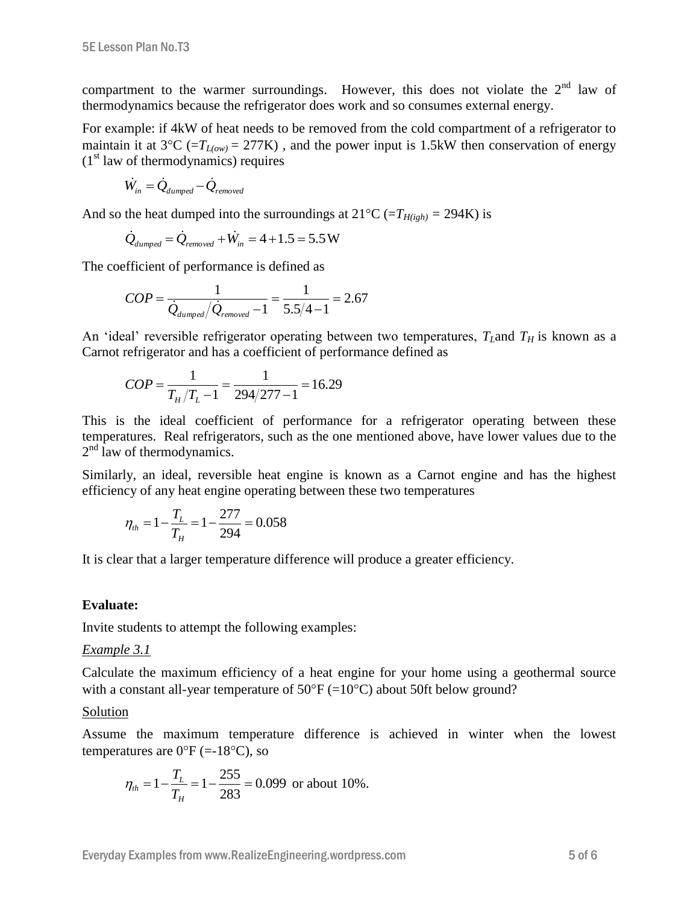compartment to the warmer surroundings. However, this does not violate the 2nd law of thermodynamics because the refrigerator does work and so consumes external energy.

For example: if 4kW of heat needs to be removed from the cold compartment of a refrigerator to maintain it at 3°C (=$T_{L(ow)}$ = 277K) , and the power input is 1.5kW then conservation of energy (1st law of thermodynamics) requires

$$\dot{W}_{in} = \dot{Q}_{dumped} - \dot{Q}_{removed}$$

And so the heat dumped into the surroundings at 21°C (=$T_{H(igh)}$ = 294K) is

$$\dot{Q}_{dumped} = \dot{Q}_{removed} + \dot{W}_{in} = 4 + 1.5 = 5.5\,\text{W}$$

The coefficient of performance is defined as

$$COP = \frac{1}{\dot{Q}_{dumped}/\dot{Q}_{removed} - 1} = \frac{1}{5.5/4 - 1} = 2.67$$

An 'ideal' reversible refrigerator operating between two temperatures, $T_L$and $T_H$ is known as a Carnot refrigerator and has a coefficient of performance defined as

$$COP = \frac{1}{T_H/T_L - 1} = \frac{1}{294/277 - 1} = 16.29$$

This is the ideal coefficient of performance for a refrigerator operating between these temperatures. Real refrigerators, such as the one mentioned above, have lower values due to the 2nd law of thermodynamics.

Similarly, an ideal, reversible heat engine is known as a Carnot engine and has the highest efficiency of any heat engine operating between these two temperatures

$$\eta_{th} = 1 - \frac{T_L}{T_H} = 1 - \frac{277}{294} = 0.058$$

It is clear that a larger temperature difference will produce a greater efficiency.

**Evaluate:**

Invite students to attempt the following examples:

*Example 3.1*

Calculate the maximum efficiency of a heat engine for your home using a geothermal source with a constant all-year temperature of 50°F (=10°C) about 50ft below ground?

Solution

Assume the maximum temperature difference is achieved in winter when the lowest temperatures are 0°F (=-18°C), so

$$\eta_{th} = 1 - \frac{T_L}{T_H} = 1 - \frac{255}{283} = 0.099 \text{ or about 10\%.}$$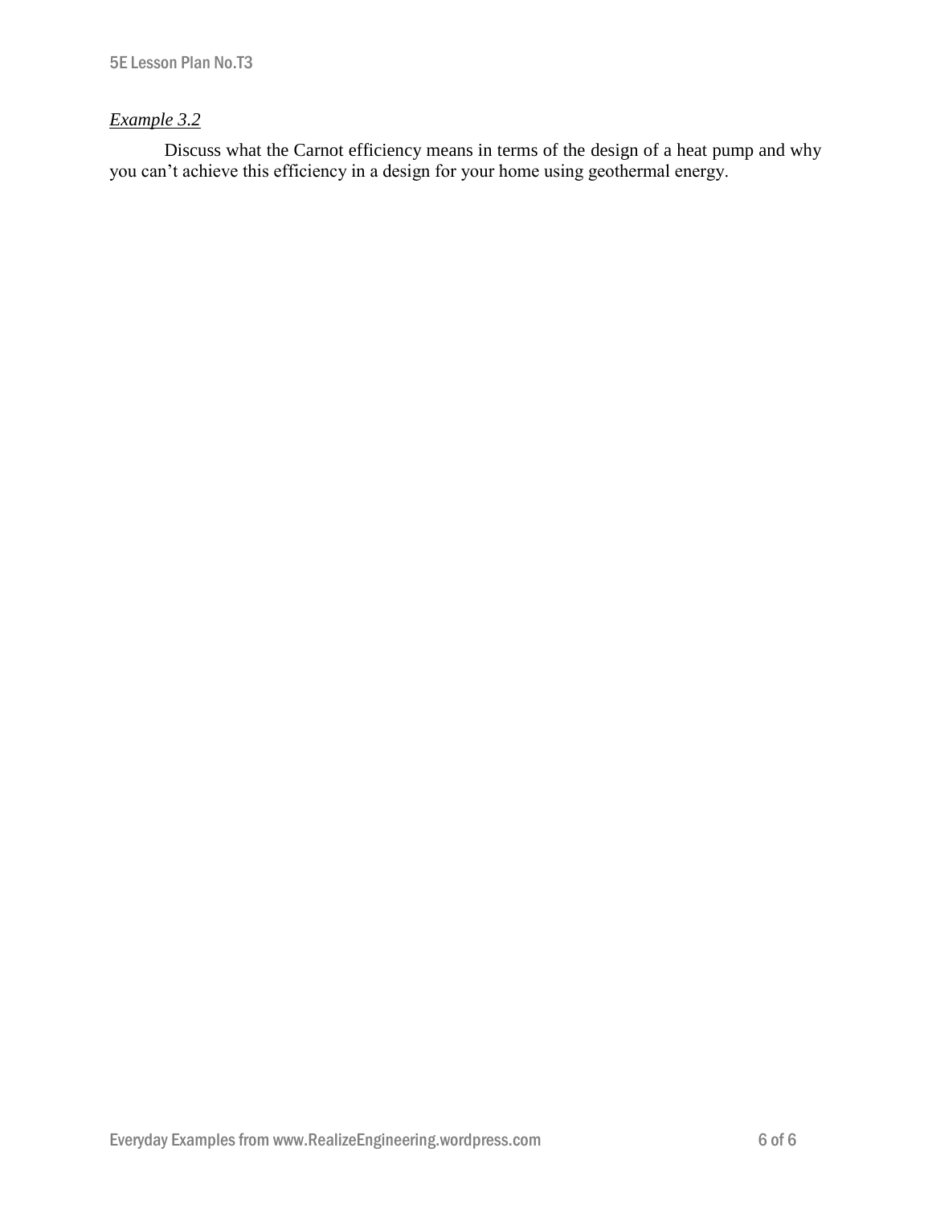*Example 3.2*

Discuss what the Carnot efficiency means in terms of the design of a heat pump and why you can't achieve this efficiency in a design for your home using geothermal energy.